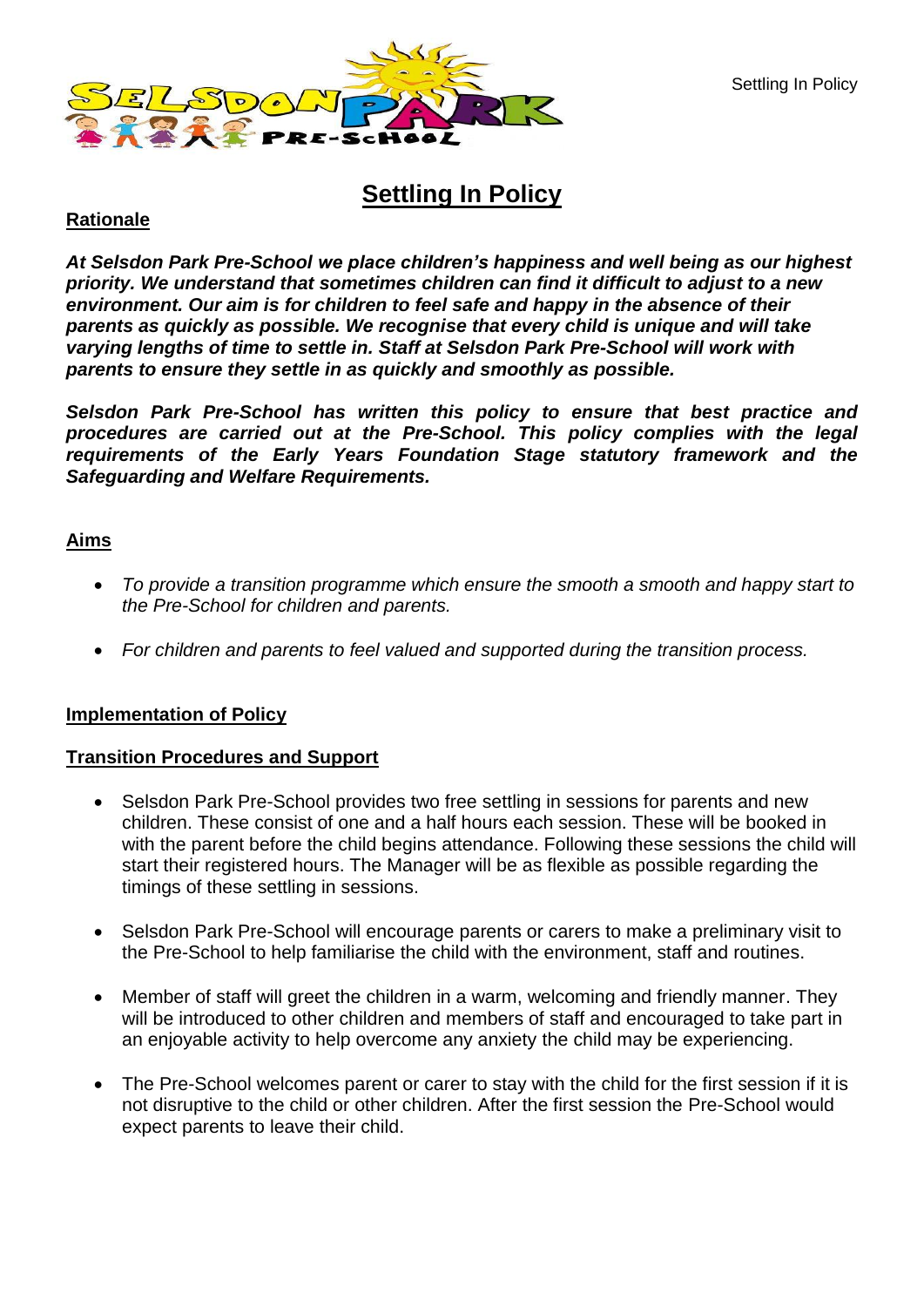# Settling In Policy

## Rationale

***At Selsdon Park Pre-School we place children's happiness and well being as our highest priority. We understand that sometimes children can find it difficult to adjust to a new environment. Our aim is for children to feel safe and happy in the absence of their parents as quickly as possible. We recognise that every child is unique and will take varying lengths of time to settle in. Staff at Selsdon Park Pre-School will work with parents to ensure they settle in as quickly and smoothly as possible.***

***Selsdon Park Pre-School has written this policy to ensure that best practice and procedures are carried out at the Pre-School. This policy complies with the legal requirements of the Early Years Foundation Stage statutory framework and the Safeguarding and Welfare Requirements.***

## Aims

- *To provide a transition programme which ensure the smooth a smooth and happy start to the Pre-School for children and parents.*
- *For children and parents to feel valued and supported during the transition process.*

## Implementation of Policy

### Transition Procedures and Support

- Selsdon Park Pre-School provides two free settling in sessions for parents and new children. These consist of one and a half hours each session. These will be booked in with the parent before the child begins attendance. Following these sessions the child will start their registered hours. The Manager will be as flexible as possible regarding the timings of these settling in sessions.
- Selsdon Park Pre-School will encourage parents or carers to make a preliminary visit to the Pre-School to help familiarise the child with the environment, staff and routines.
- Member of staff will greet the children in a warm, welcoming and friendly manner. They will be introduced to other children and members of staff and encouraged to take part in an enjoyable activity to help overcome any anxiety the child may be experiencing.
- The Pre-School welcomes parent or carer to stay with the child for the first session if it is not disruptive to the child or other children. After the first session the Pre-School would expect parents to leave their child.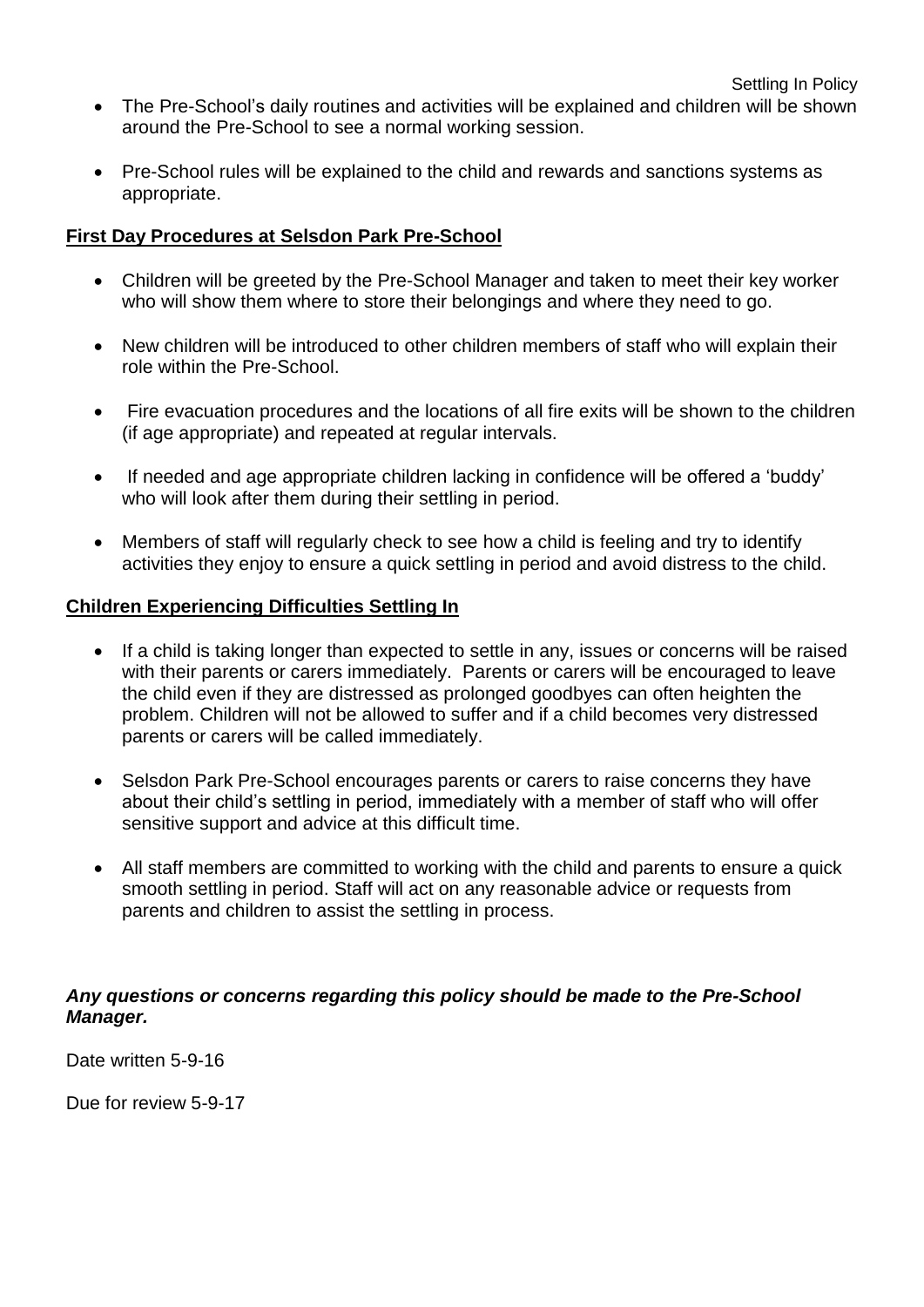- The Pre-School's daily routines and activities will be explained and children will be shown around the Pre-School to see a normal working session.

- Pre-School rules will be explained to the child and rewards and sanctions systems as appropriate.

**First Day Procedures at Selsdon Park Pre-School**

- Children will be greeted by the Pre-School Manager and taken to meet their key worker who will show them where to store their belongings and where they need to go.

- New children will be introduced to other children members of staff who will explain their role within the Pre-School.

- Fire evacuation procedures and the locations of all fire exits will be shown to the children (if age appropriate) and repeated at regular intervals.

- If needed and age appropriate children lacking in confidence will be offered a 'buddy' who will look after them during their settling in period.

- Members of staff will regularly check to see how a child is feeling and try to identify activities they enjoy to ensure a quick settling in period and avoid distress to the child.

**Children Experiencing Difficulties Settling In**

- If a child is taking longer than expected to settle in any, issues or concerns will be raised with their parents or carers immediately. Parents or carers will be encouraged to leave the child even if they are distressed as prolonged goodbyes can often heighten the problem. Children will not be allowed to suffer and if a child becomes very distressed parents or carers will be called immediately.

- Selsdon Park Pre-School encourages parents or carers to raise concerns they have about their child's settling in period, immediately with a member of staff who will offer sensitive support and advice at this difficult time.

- All staff members are committed to working with the child and parents to ensure a quick smooth settling in period. Staff will act on any reasonable advice or requests from parents and children to assist the settling in process.

***Any questions or concerns regarding this policy should be made to the Pre-School Manager.***

Date written 5-9-16

Due for review 5-9-17